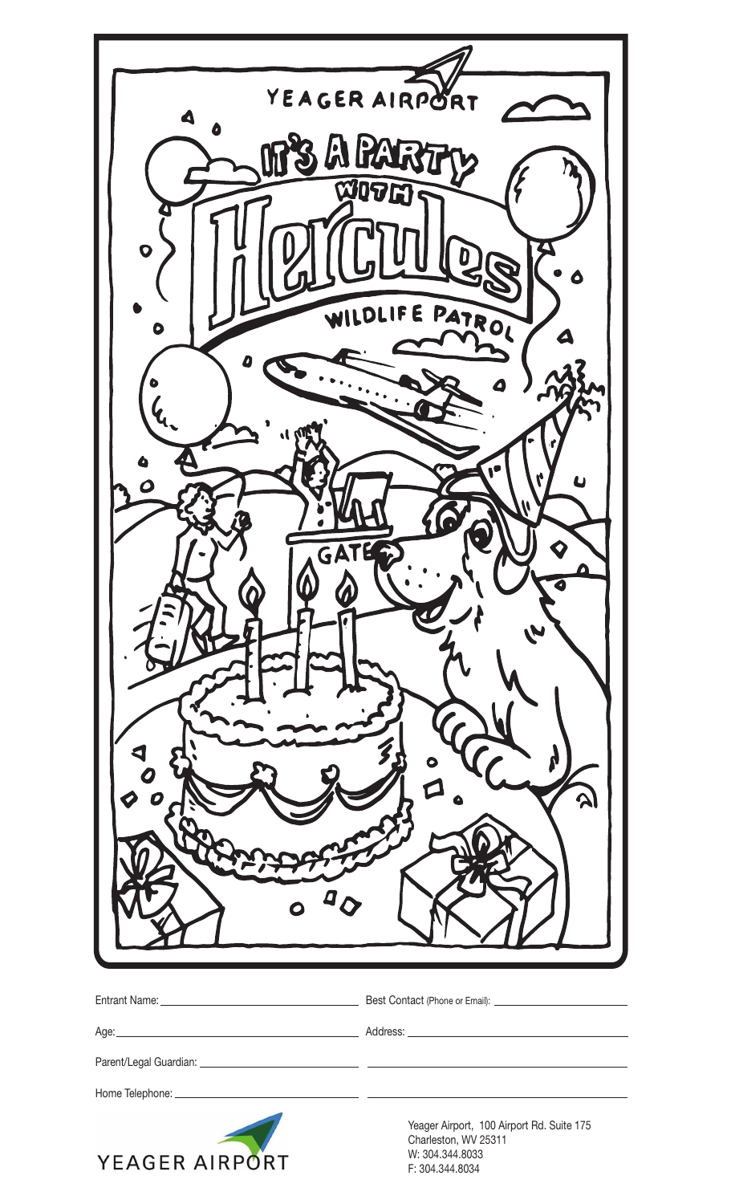YEAGER AIRPORT

IT'S A PARTY WITH Hercules WILDLIFE PATROL

GATE

Entrant Name: ______________________ Best Contact (Phone or Email): ______________________

Age: ______________________ Address: ______________________

Parent/Legal Guardian: ______________________ ______________________

Home Telephone: ______________________ ______________________

YEAGER AIRPORT

Yeager Airport, 100 Airport Rd. Suite 175
Charleston, WV 25311
W: 304.344.8033
F: 304.344.8034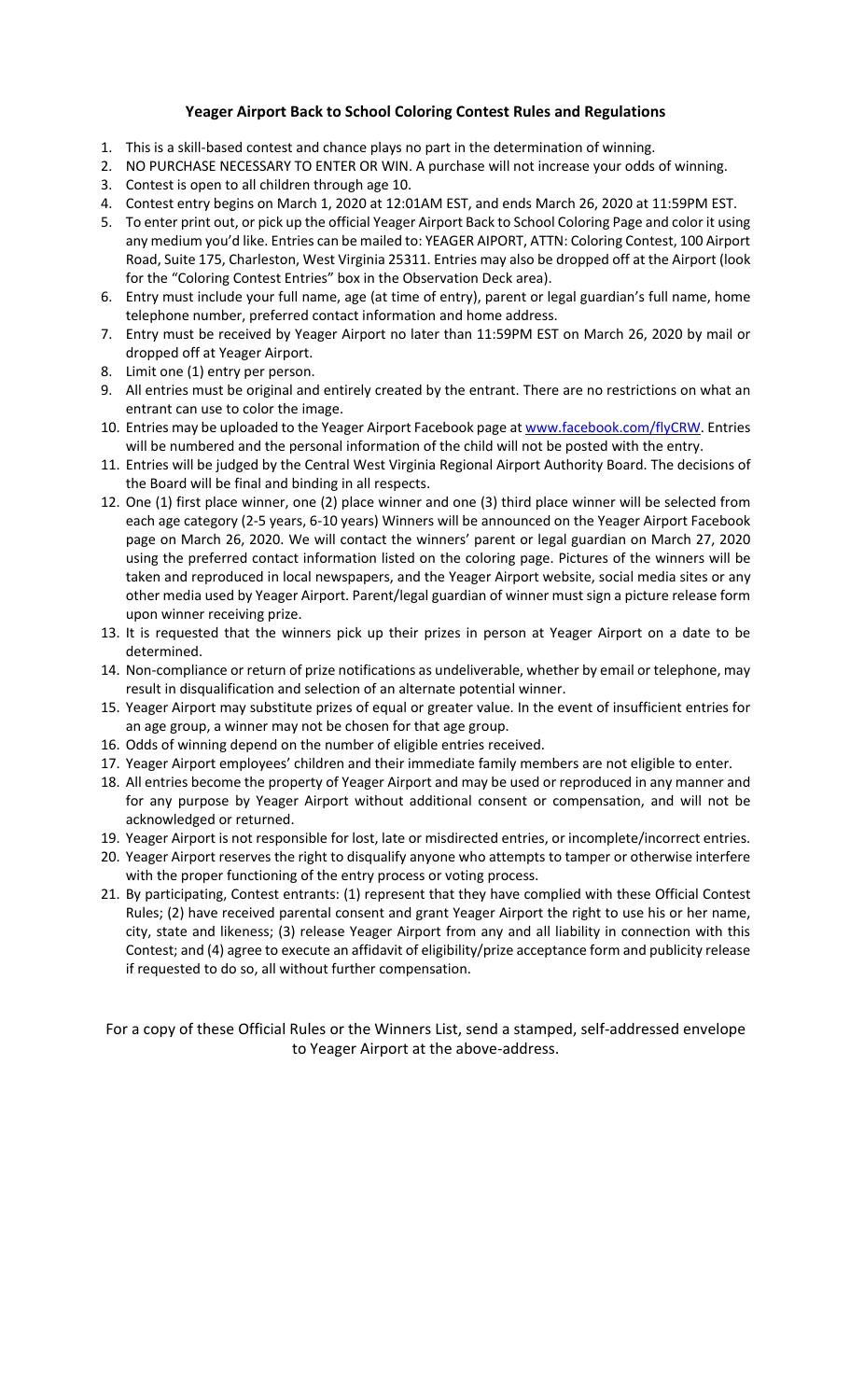**Yeager Airport Back to School Coloring Contest Rules and Regulations**

1. This is a skill-based contest and chance plays no part in the determination of winning.
2. NO PURCHASE NECESSARY TO ENTER OR WIN. A purchase will not increase your odds of winning.
3. Contest is open to all children through age 10.
4. Contest entry begins on March 1, 2020 at 12:01AM EST, and ends March 26, 2020 at 11:59PM EST.
5. To enter print out, or pick up the official Yeager Airport Back to School Coloring Page and color it using any medium you'd like. Entries can be mailed to: YEAGER AIPORT, ATTN: Coloring Contest, 100 Airport Road, Suite 175, Charleston, West Virginia 25311. Entries may also be dropped off at the Airport (look for the "Coloring Contest Entries" box in the Observation Deck area).
6. Entry must include your full name, age (at time of entry), parent or legal guardian's full name, home telephone number, preferred contact information and home address.
7. Entry must be received by Yeager Airport no later than 11:59PM EST on March 26, 2020 by mail or dropped off at Yeager Airport.
8. Limit one (1) entry per person.
9. All entries must be original and entirely created by the entrant. There are no restrictions on what an entrant can use to color the image.
10. Entries may be uploaded to the Yeager Airport Facebook page at [www.facebook.com/flyCRW](www.facebook.com/flyCRW). Entries will be numbered and the personal information of the child will not be posted with the entry.
11. Entries will be judged by the Central West Virginia Regional Airport Authority Board. The decisions of the Board will be final and binding in all respects.
12. One (1) first place winner, one (2) place winner and one (3) third place winner will be selected from each age category (2-5 years, 6-10 years) Winners will be announced on the Yeager Airport Facebook page on March 26, 2020. We will contact the winners' parent or legal guardian on March 27, 2020 using the preferred contact information listed on the coloring page. Pictures of the winners will be taken and reproduced in local newspapers, and the Yeager Airport website, social media sites or any other media used by Yeager Airport. Parent/legal guardian of winner must sign a picture release form upon winner receiving prize.
13. It is requested that the winners pick up their prizes in person at Yeager Airport on a date to be determined.
14. Non-compliance or return of prize notifications as undeliverable, whether by email or telephone, may result in disqualification and selection of an alternate potential winner.
15. Yeager Airport may substitute prizes of equal or greater value. In the event of insufficient entries for an age group, a winner may not be chosen for that age group.
16. Odds of winning depend on the number of eligible entries received.
17. Yeager Airport employees' children and their immediate family members are not eligible to enter.
18. All entries become the property of Yeager Airport and may be used or reproduced in any manner and for any purpose by Yeager Airport without additional consent or compensation, and will not be acknowledged or returned.
19. Yeager Airport is not responsible for lost, late or misdirected entries, or incomplete/incorrect entries.
20. Yeager Airport reserves the right to disqualify anyone who attempts to tamper or otherwise interfere with the proper functioning of the entry process or voting process.
21. By participating, Contest entrants: (1) represent that they have complied with these Official Contest Rules; (2) have received parental consent and grant Yeager Airport the right to use his or her name, city, state and likeness; (3) release Yeager Airport from any and all liability in connection with this Contest; and (4) agree to execute an affidavit of eligibility/prize acceptance form and publicity release if requested to do so, all without further compensation.

For a copy of these Official Rules or the Winners List, send a stamped, self-addressed envelope to Yeager Airport at the above-address.